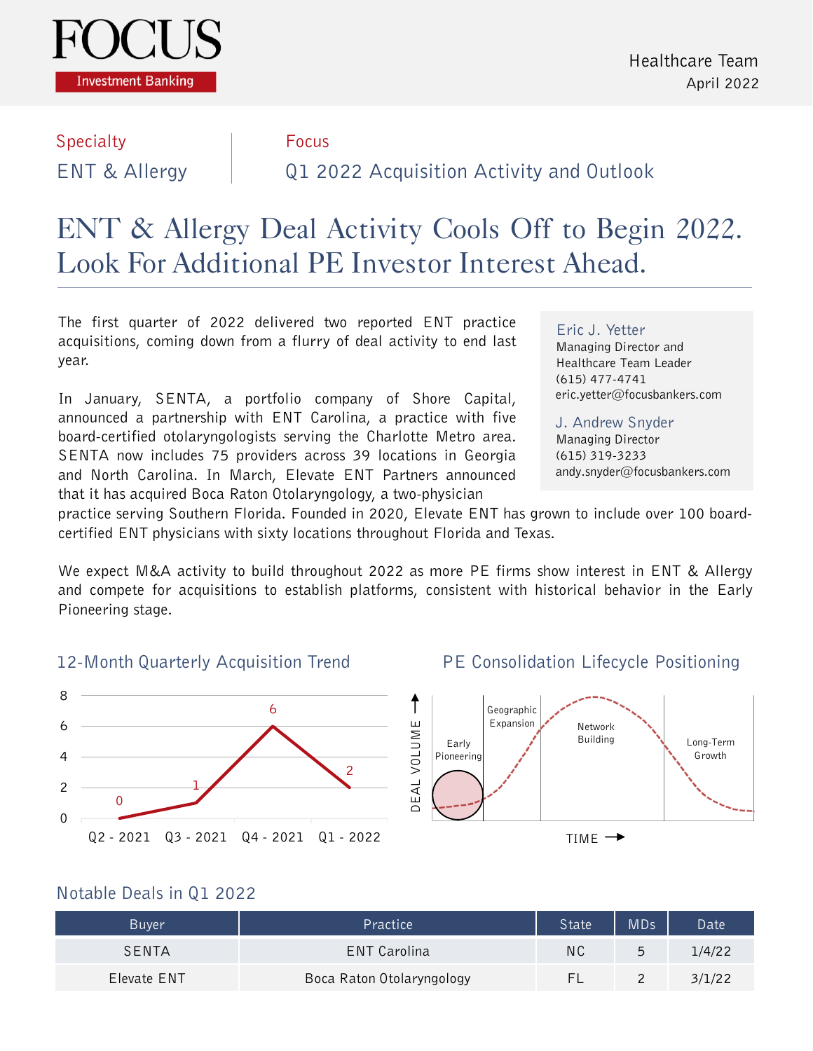FOCUS Investment Banking

Healthcare Team
April 2022

Specialty
ENT & Allergy

Focus
Q1 2022 Acquisition Activity and Outlook

# ENT & Allergy Deal Activity Cools Off to Begin 2022. Look For Additional PE Investor Interest Ahead.

**Eric J. Yetter**
Managing Director and Healthcare Team Leader
(615) 477-4741
eric.yetter@focusbankers.com

**J. Andrew Snyder**
Managing Director
(615) 319-3233
andy.snyder@focusbankers.com

The first quarter of 2022 delivered two reported ENT practice acquisitions, coming down from a flurry of deal activity to end last year.

In January, SENTA, a portfolio company of Shore Capital, announced a partnership with ENT Carolina, a practice with five board-certified otolaryngologists serving the Charlotte Metro area. SENTA now includes 75 providers across 39 locations in Georgia and North Carolina. In March, Elevate ENT Partners announced that it has acquired Boca Raton Otolaryngology, a two-physician practice serving Southern Florida. Founded in 2020, Elevate ENT has grown to include over 100 board-certified ENT physicians with sixty locations throughout Florida and Texas.

We expect M&A activity to build throughout 2022 as more PE firms show interest in ENT & Allergy and compete for acquisitions to establish platforms, consistent with historical behavior in the Early Pioneering stage.

## 12-Month Quarterly Acquisition Trend

| Quarter | Acquisitions |
|---|---|
| Q2 - 2021 | 0 |
| Q3 - 2021 | 1 |
| Q4 - 2021 | 6 |
| Q1 - 2022 | 2 |

## PE Consolidation Lifecycle Positioning

DEAL VOLUME / TIME: Early Pioneering → Geographic Expansion → Network Building → Long-Term Growth

## Notable Deals in Q1 2022

| Buyer | Practice | State | MDs | Date |
|---|---|---|---|---|
| SENTA | ENT Carolina | NC | 5 | 1/4/22 |
| Elevate ENT | Boca Raton Otolaryngology | FL | 2 | 3/1/22 |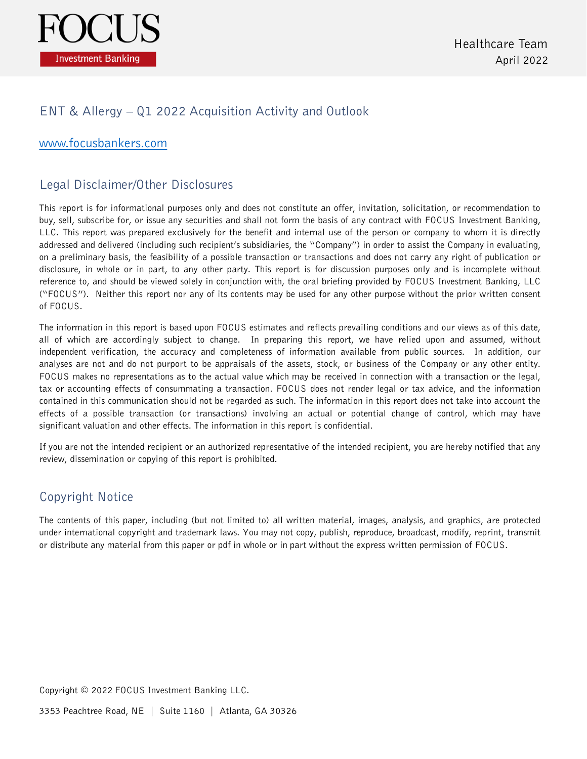FOCUS

Investment Banking

Healthcare Team
April 2022

## ENT & Allergy – Q1 2022 Acquisition Activity and Outlook

www.focusbankers.com

## Legal Disclaimer/Other Disclosures

This report is for informational purposes only and does not constitute an offer, invitation, solicitation, or recommendation to buy, sell, subscribe for, or issue any securities and shall not form the basis of any contract with FOCUS Investment Banking, LLC. This report was prepared exclusively for the benefit and internal use of the person or company to whom it is directly addressed and delivered (including such recipient's subsidiaries, the "Company") in order to assist the Company in evaluating, on a preliminary basis, the feasibility of a possible transaction or transactions and does not carry any right of publication or disclosure, in whole or in part, to any other party. This report is for discussion purposes only and is incomplete without reference to, and should be viewed solely in conjunction with, the oral briefing provided by FOCUS Investment Banking, LLC ("FOCUS"). Neither this report nor any of its contents may be used for any other purpose without the prior written consent of FOCUS.

The information in this report is based upon FOCUS estimates and reflects prevailing conditions and our views as of this date, all of which are accordingly subject to change. In preparing this report, we have relied upon and assumed, without independent verification, the accuracy and completeness of information available from public sources. In addition, our analyses are not and do not purport to be appraisals of the assets, stock, or business of the Company or any other entity. FOCUS makes no representations as to the actual value which may be received in connection with a transaction or the legal, tax or accounting effects of consummating a transaction. FOCUS does not render legal or tax advice, and the information contained in this communication should not be regarded as such. The information in this report does not take into account the effects of a possible transaction (or transactions) involving an actual or potential change of control, which may have significant valuation and other effects. The information in this report is confidential.

If you are not the intended recipient or an authorized representative of the intended recipient, you are hereby notified that any review, dissemination or copying of this report is prohibited.

## Copyright Notice

The contents of this paper, including (but not limited to) all written material, images, analysis, and graphics, are protected under international copyright and trademark laws. You may not copy, publish, reproduce, broadcast, modify, reprint, transmit or distribute any material from this paper or pdf in whole or in part without the express written permission of FOCUS.

Copyright © 2022 FOCUS Investment Banking LLC.

3353 Peachtree Road, NE | Suite 1160 | Atlanta, GA 30326